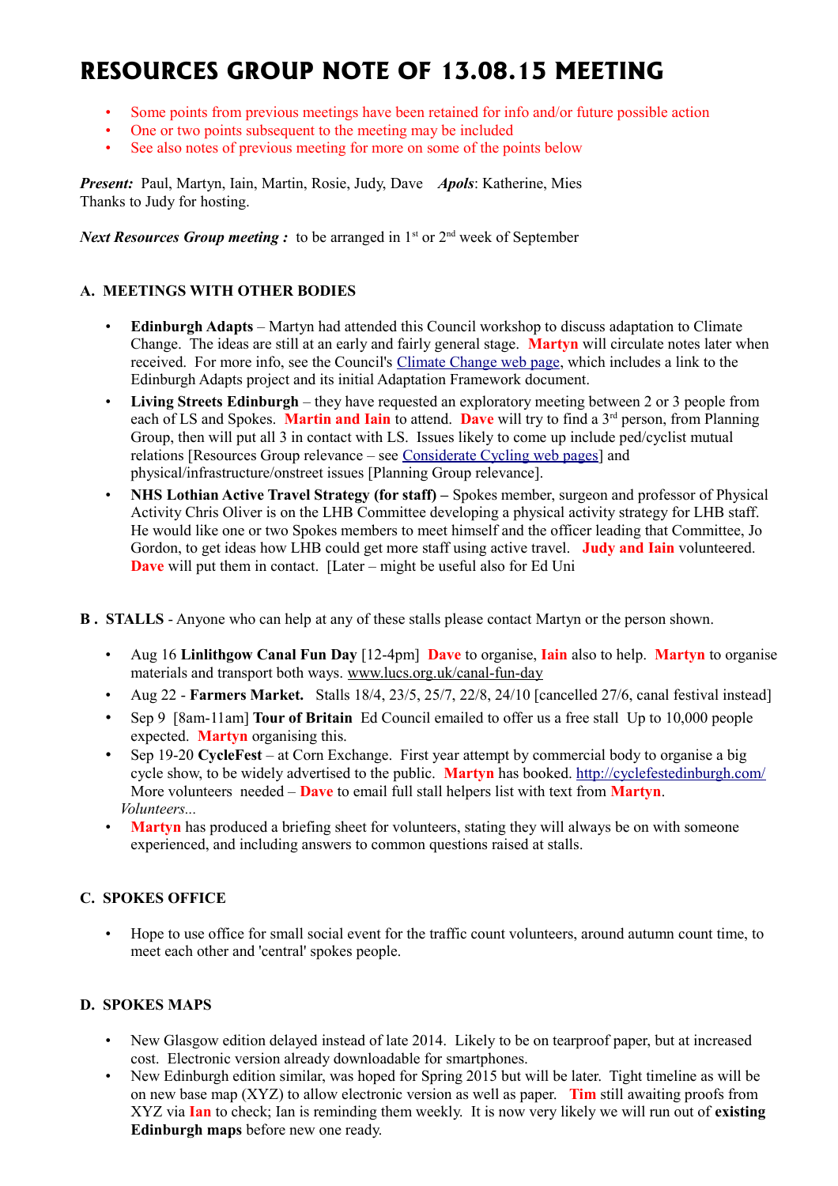# RESOURCES GROUP NOTE OF 13.08.15 MEETING

- Some points from previous meetings have been retained for info and/or future possible action
- One or two points subsequent to the meeting may be included
- See also notes of previous meeting for more on some of the points below

***Present:*** Paul, Martyn, Iain, Martin, Rosie, Judy, Dave ***Apols***: Katherine, Mies
Thanks to Judy for hosting.

***Next Resources Group meeting :*** to be arranged in 1st or 2nd week of September

### A. MEETINGS WITH OTHER BODIES

- **Edinburgh Adapts** – Martyn had attended this Council workshop to discuss adaptation to Climate Change. The ideas are still at an early and fairly general stage. **Martyn** will circulate notes later when received. For more info, see the Council's Climate Change web page, which includes a link to the Edinburgh Adapts project and its initial Adaptation Framework document.
- **Living Streets Edinburgh** – they have requested an exploratory meeting between 2 or 3 people from each of LS and Spokes. **Martin and Iain** to attend. **Dave** will try to find a 3rd person, from Planning Group, then will put all 3 in contact with LS. Issues likely to come up include ped/cyclist mutual relations [Resources Group relevance – see Considerate Cycling web pages] and physical/infrastructure/onstreet issues [Planning Group relevance].
- **NHS Lothian Active Travel Strategy (for staff) –** Spokes member, surgeon and professor of Physical Activity Chris Oliver is on the LHB Committee developing a physical activity strategy for LHB staff. He would like one or two Spokes members to meet himself and the officer leading that Committee, Jo Gordon, to get ideas how LHB could get more staff using active travel. **Judy and Iain** volunteered. **Dave** will put them in contact. [Later – might be useful also for Ed Uni

### B . STALLS - Anyone who can help at any of these stalls please contact Martyn or the person shown.

- Aug 16 **Linlithgow Canal Fun Day** [12-4pm] **Dave** to organise, **Iain** also to help. **Martyn** to organise materials and transport both ways. www.lucs.org.uk/canal-fun-day
- Aug 22 - **Farmers Market.** Stalls 18/4, 23/5, 25/7, 22/8, 24/10 [cancelled 27/6, canal festival instead]
- Sep 9 [8am-11am] **Tour of Britain** Ed Council emailed to offer us a free stall Up to 10,000 people expected. **Martyn** organising this.
- Sep 19-20 **CycleFest** – at Corn Exchange. First year attempt by commercial body to organise a big cycle show, to be widely advertised to the public. **Martyn** has booked. http://cyclefestedinburgh.com/ More volunteers needed – **Dave** to email full stall helpers list with text from **Martyn**.
  *Volunteers...*
- **Martyn** has produced a briefing sheet for volunteers, stating they will always be on with someone experienced, and including answers to common questions raised at stalls.

### C. SPOKES OFFICE

- Hope to use office for small social event for the traffic count volunteers, around autumn count time, to meet each other and 'central' spokes people.

### D. SPOKES MAPS

- New Glasgow edition delayed instead of late 2014. Likely to be on tearproof paper, but at increased cost. Electronic version already downloadable for smartphones.
- New Edinburgh edition similar, was hoped for Spring 2015 but will be later. Tight timeline as will be on new base map (XYZ) to allow electronic version as well as paper. **Tim** still awaiting proofs from XYZ via **Ian** to check; Ian is reminding them weekly. It is now very likely we will run out of **existing Edinburgh maps** before new one ready.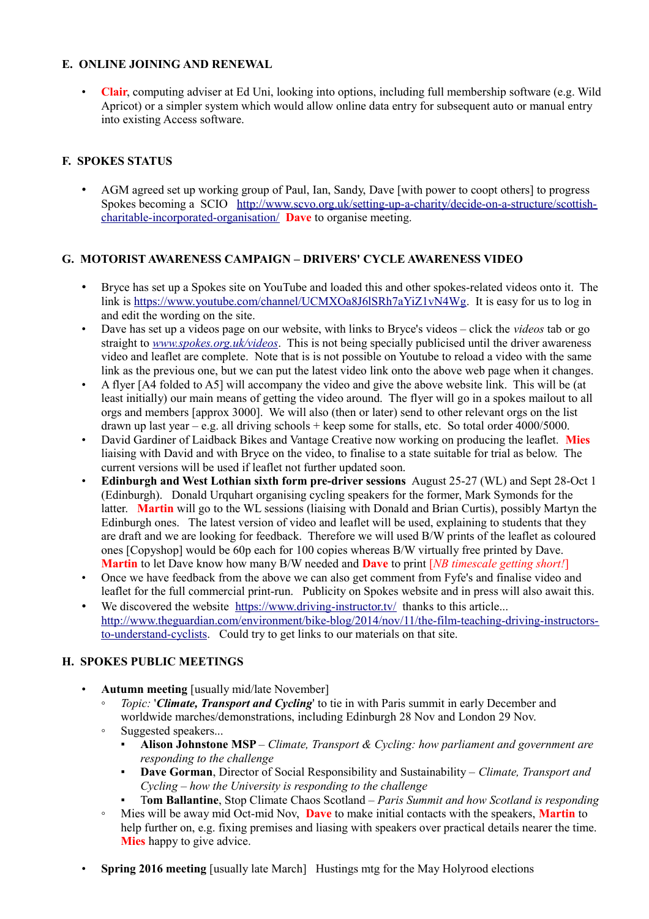## E. ONLINE JOINING AND RENEWAL

- **Clair**, computing adviser at Ed Uni, looking into options, including full membership software (e.g. Wild Apricot) or a simpler system which would allow online data entry for subsequent auto or manual entry into existing Access software.

## F. SPOKES STATUS

- AGM agreed set up working group of Paul, Ian, Sandy, Dave [with power to coopt others] to progress Spokes becoming a SCIO http://www.scvo.org.uk/setting-up-a-charity/decide-on-a-structure/scottish-charitable-incorporated-organisation/ **Dave** to organise meeting.

## G. MOTORIST AWARENESS CAMPAIGN – DRIVERS' CYCLE AWARENESS VIDEO

- Bryce has set up a Spokes site on YouTube and loaded this and other spokes-related videos onto it. The link is https://www.youtube.com/channel/UCMXOa8J6lSRh7aYiZ1vN4Wg. It is easy for us to log in and edit the wording on the site.
- Dave has set up a videos page on our website, with links to Bryce's videos – click the *videos* tab or go straight to *www.spokes.org.uk/videos*. This is not being specially publicised until the driver awareness video and leaflet are complete. Note that is is not possible on Youtube to reload a video with the same link as the previous one, but we can put the latest video link onto the above web page when it changes.
- A flyer [A4 folded to A5] will accompany the video and give the above website link. This will be (at least initially) our main means of getting the video around. The flyer will go in a spokes mailout to all orgs and members [approx 3000]. We will also (then or later) send to other relevant orgs on the list drawn up last year – e.g. all driving schools + keep some for stalls, etc. So total order 4000/5000.
- David Gardiner of Laidback Bikes and Vantage Creative now working on producing the leaflet. **Mies** liaising with David and with Bryce on the video, to finalise to a state suitable for trial as below. The current versions will be used if leaflet not further updated soon.
- **Edinburgh and West Lothian sixth form pre-driver sessions** August 25-27 (WL) and Sept 28-Oct 1 (Edinburgh). Donald Urquhart organising cycling speakers for the former, Mark Symonds for the latter. **Martin** will go to the WL sessions (liaising with Donald and Brian Curtis), possibly Martyn the Edinburgh ones. The latest version of video and leaflet will be used, explaining to students that they are draft and we are looking for feedback. Therefore we will used B/W prints of the leaflet as coloured ones [Copyshop] would be 60p each for 100 copies whereas B/W virtually free printed by Dave. **Martin** to let Dave know how many B/W needed and **Dave** to print [*NB timescale getting short!*]
- Once we have feedback from the above we can also get comment from Fyfe's and finalise video and leaflet for the full commercial print-run. Publicity on Spokes website and in press will also await this.
- We discovered the website https://www.driving-instructor.tv/ thanks to this article... http://www.theguardian.com/environment/bike-blog/2014/nov/11/the-film-teaching-driving-instructors-to-understand-cyclists. Could try to get links to our materials on that site.

## H. SPOKES PUBLIC MEETINGS

- **Autumn meeting** [usually mid/late November]
  - *Topic:* '***Climate, Transport and Cycling***' to tie in with Paris summit in early December and worldwide marches/demonstrations, including Edinburgh 28 Nov and London 29 Nov.
  - Suggested speakers...
    - **Alison Johnstone MSP** – *Climate, Transport & Cycling: how parliament and government are responding to the challenge*
    - **Dave Gorman**, Director of Social Responsibility and Sustainability – *Climate, Transport and Cycling – how the University is responding to the challenge*
    - **Tom Ballantine**, Stop Climate Chaos Scotland – *Paris Summit and how Scotland is responding*
  - Mies will be away mid Oct-mid Nov, **Dave** to make initial contacts with the speakers, **Martin** to help further on, e.g. fixing premises and liasing with speakers over practical details nearer the time. **Mies** happy to give advice.

- **Spring 2016 meeting** [usually late March] Hustings mtg for the May Holyrood elections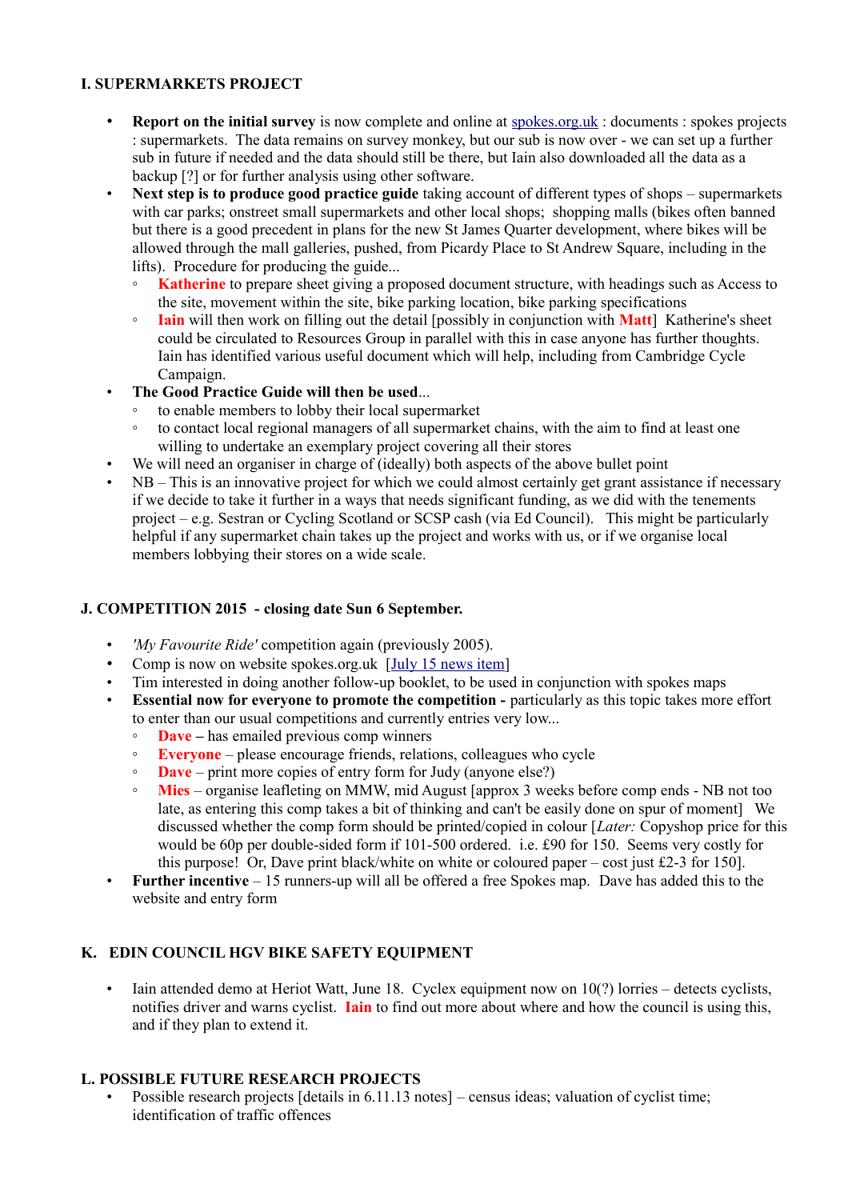### I. SUPERMARKETS PROJECT

- **Report on the initial survey** is now complete and online at spokes.org.uk : documents : spokes projects : supermarkets. The data remains on survey monkey, but our sub is now over - we can set up a further sub in future if needed and the data should still be there, but Iain also downloaded all the data as a backup [?] or for further analysis using other software.
- **Next step is to produce good practice guide** taking account of different types of shops – supermarkets with car parks; onstreet small supermarkets and other local shops; shopping malls (bikes often banned but there is a good precedent in plans for the new St James Quarter development, where bikes will be allowed through the mall galleries, pushed, from Picardy Place to St Andrew Square, including in the lifts). Procedure for producing the guide...
  - **Katherine** to prepare sheet giving a proposed document structure, with headings such as Access to the site, movement within the site, bike parking location, bike parking specifications
  - **Iain** will then work on filling out the detail [possibly in conjunction with **Matt**] Katherine's sheet could be circulated to Resources Group in parallel with this in case anyone has further thoughts. Iain has identified various useful document which will help, including from Cambridge Cycle Campaign.
- **The Good Practice Guide will then be used**...
  - to enable members to lobby their local supermarket
  - to contact local regional managers of all supermarket chains, with the aim to find at least one willing to undertake an exemplary project covering all their stores
- We will need an organiser in charge of (ideally) both aspects of the above bullet point
- NB – This is an innovative project for which we could almost certainly get grant assistance if necessary if we decide to take it further in a ways that needs significant funding, as we did with the tenements project – e.g. Sestran or Cycling Scotland or SCSP cash (via Ed Council). This might be particularly helpful if any supermarket chain takes up the project and works with us, or if we organise local members lobbying their stores on a wide scale.

### J. COMPETITION 2015 - closing date Sun 6 September.

- *'My Favourite Ride'* competition again (previously 2005).
- Comp is now on website spokes.org.uk [July 15 news item]
- Tim interested in doing another follow-up booklet, to be used in conjunction with spokes maps
- **Essential now for everyone to promote the competition -** particularly as this topic takes more effort to enter than our usual competitions and currently entries very low...
  - **Dave –** has emailed previous comp winners
  - **Everyone** – please encourage friends, relations, colleagues who cycle
  - **Dave** – print more copies of entry form for Judy (anyone else?)
  - **Mies** – organise leafleting on MMW, mid August [approx 3 weeks before comp ends - NB not too late, as entering this comp takes a bit of thinking and can't be easily done on spur of moment] We discussed whether the comp form should be printed/copied in colour [*Later:* Copyshop price for this would be 60p per double-sided form if 101-500 ordered. i.e. £90 for 150. Seems very costly for this purpose! Or, Dave print black/white on white or coloured paper – cost just £2-3 for 150].
- **Further incentive** – 15 runners-up will all be offered a free Spokes map. Dave has added this to the website and entry form

### K. EDIN COUNCIL HGV BIKE SAFETY EQUIPMENT

- Iain attended demo at Heriot Watt, June 18. Cyclex equipment now on 10(?) lorries – detects cyclists, notifies driver and warns cyclist. **Iain** to find out more about where and how the council is using this, and if they plan to extend it.

### L. POSSIBLE FUTURE RESEARCH PROJECTS

- Possible research projects [details in 6.11.13 notes] – census ideas; valuation of cyclist time; identification of traffic offences